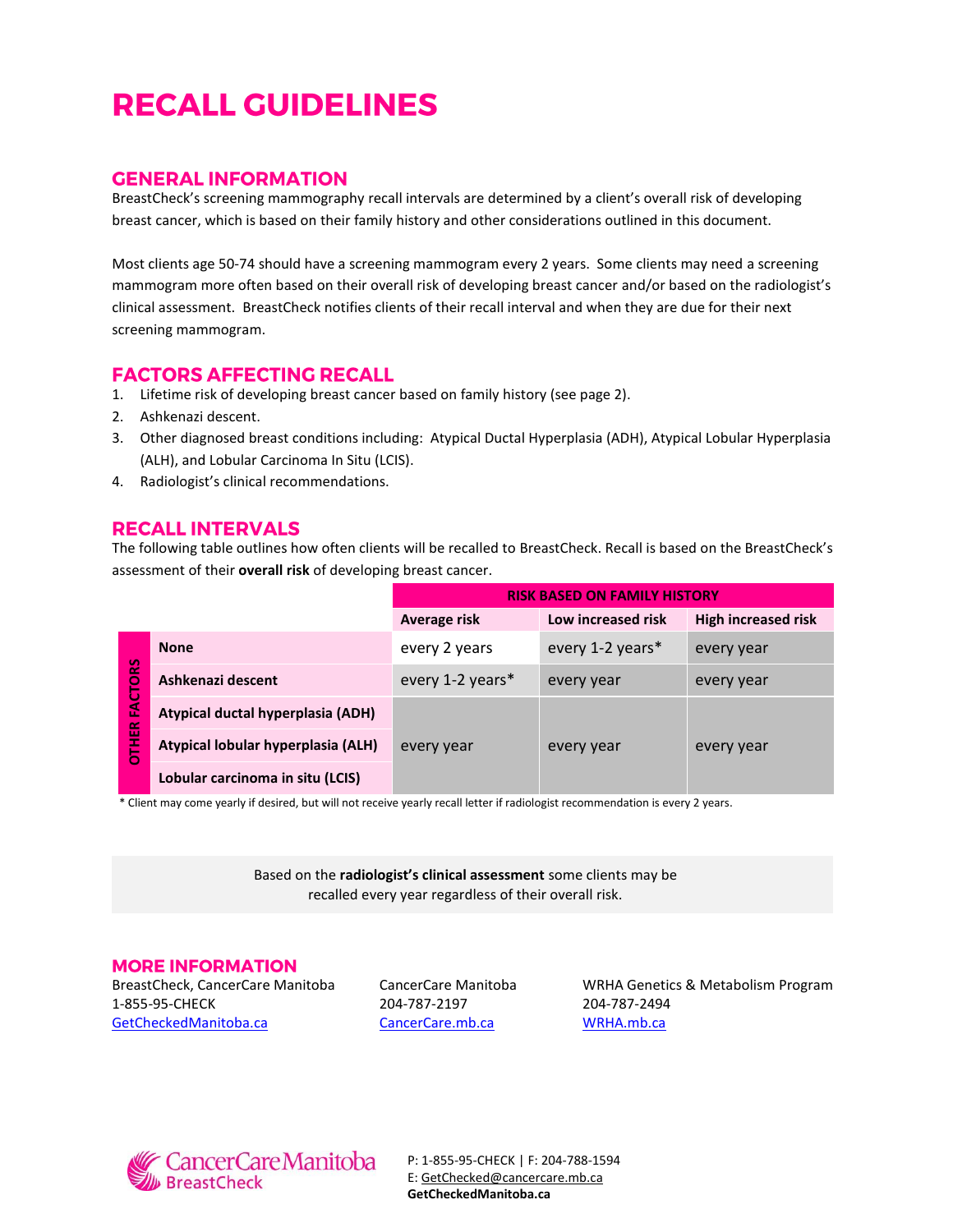# RECALL GUIDELINES

## GENERAL INFORMATION

BreastCheck's screening mammography recall intervals are determined by a client's overall risk of developing breast cancer, which is based on their family history and other considerations outlined in this document.

Most clients age 50-74 should have a screening mammogram every 2 years. Some clients may need a screening mammogram more often based on their overall risk of developing breast cancer and/or based on the radiologist's clinical assessment. BreastCheck notifies clients of their recall interval and when they are due for their next screening mammogram.

## FACTORS AFFECTING RECALL

1. Lifetime risk of developing breast cancer based on family history (see page 2).
2. Ashkenazi descent.
3. Other diagnosed breast conditions including: Atypical Ductal Hyperplasia (ADH), Atypical Lobular Hyperplasia (ALH), and Lobular Carcinoma In Situ (LCIS).
4. Radiologist's clinical recommendations.

## RECALL INTERVALS

The following table outlines how often clients will be recalled to BreastCheck. Recall is based on the BreastCheck's assessment of their **overall risk** of developing breast cancer.

| | | RISK BASED ON FAMILY HISTORY | | |
|---|---|---|---|---|
| | | **Average risk** | **Low increased risk** | **High increased risk** |
| OTHER FACTORS | **None** | every 2 years | every 1-2 years* | every year |
| | **Ashkenazi descent** | every 1-2 years* | every year | every year |
| | **Atypical ductal hyperplasia (ADH)** | every year | every year | every year |
| | **Atypical lobular hyperplasia (ALH)** | every year | every year | every year |
| | **Lobular carcinoma in situ (LCIS)** | every year | every year | every year |

* Client may come yearly if desired, but will not receive yearly recall letter if radiologist recommendation is every 2 years.

Based on the **radiologist's clinical assessment** some clients may be recalled every year regardless of their overall risk.

## MORE INFORMATION

BreastCheck, CancerCare Manitoba
1-855-95-CHECK
GetCheckedManitoba.ca

CancerCare Manitoba
204-787-2197
CancerCare.mb.ca

WRHA Genetics & Metabolism Program
204-787-2494
WRHA.mb.ca

CancerCare Manitoba BreastCheck

P: 1-855-95-CHECK | F: 204-788-1594
E: GetChecked@cancercare.mb.ca
**GetCheckedManitoba.ca**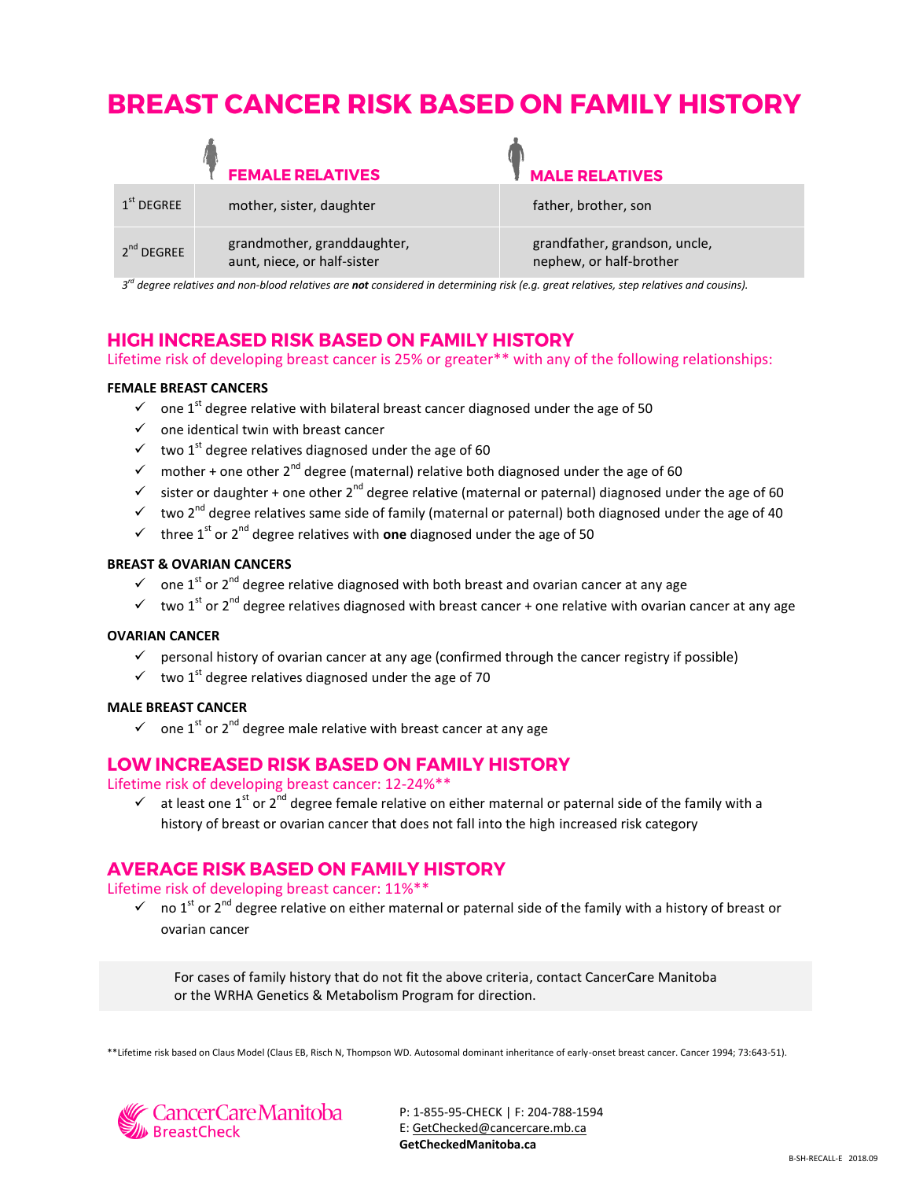# BREAST CANCER RISK BASED ON FAMILY HISTORY

| | FEMALE RELATIVES | MALE RELATIVES |
|---|---|---|
| 1st DEGREE | mother, sister, daughter | father, brother, son |
| 2nd DEGREE | grandmother, granddaughter, aunt, niece, or half-sister | grandfather, grandson, uncle, nephew, or half-brother |

*3rd degree relatives and non-blood relatives are **not** considered in determining risk (e.g. great relatives, step relatives and cousins).*

## HIGH INCREASED RISK BASED ON FAMILY HISTORY

Lifetime risk of developing breast cancer is 25% or greater** with any of the following relationships:

**FEMALE BREAST CANCERS**

- ✓ one 1st degree relative with bilateral breast cancer diagnosed under the age of 50
- ✓ one identical twin with breast cancer
- ✓ two 1st degree relatives diagnosed under the age of 60
- ✓ mother + one other 2nd degree (maternal) relative both diagnosed under the age of 60
- ✓ sister or daughter + one other 2nd degree relative (maternal or paternal) diagnosed under the age of 60
- ✓ two 2nd degree relatives same side of family (maternal or paternal) both diagnosed under the age of 40
- ✓ three 1st or 2nd degree relatives with **one** diagnosed under the age of 50

**BREAST & OVARIAN CANCERS**

- ✓ one 1st or 2nd degree relative diagnosed with both breast and ovarian cancer at any age
- ✓ two 1st or 2nd degree relatives diagnosed with breast cancer + one relative with ovarian cancer at any age

**OVARIAN CANCER**

- ✓ personal history of ovarian cancer at any age (confirmed through the cancer registry if possible)
- ✓ two 1st degree relatives diagnosed under the age of 70

**MALE BREAST CANCER**

- ✓ one 1st or 2nd degree male relative with breast cancer at any age

## LOW INCREASED RISK BASED ON FAMILY HISTORY

Lifetime risk of developing breast cancer: 12-24%**

- ✓ at least one 1st or 2nd degree female relative on either maternal or paternal side of the family with a history of breast or ovarian cancer that does not fall into the high increased risk category

## AVERAGE RISK BASED ON FAMILY HISTORY

Lifetime risk of developing breast cancer: 11%**

- ✓ no 1st or 2nd degree relative on either maternal or paternal side of the family with a history of breast or ovarian cancer

For cases of family history that do not fit the above criteria, contact CancerCare Manitoba or the WRHA Genetics & Metabolism Program for direction.

**Lifetime risk based on Claus Model (Claus EB, Risch N, Thompson WD. Autosomal dominant inheritance of early-onset breast cancer. Cancer 1994; 73:643-51).

CancerCare Manitoba BreastCheck

P: 1-855-95-CHECK | F: 204-788-1594
E: GetChecked@cancercare.mb.ca
**GetCheckedManitoba.ca**

B-SH-RECALL-E 2018.09